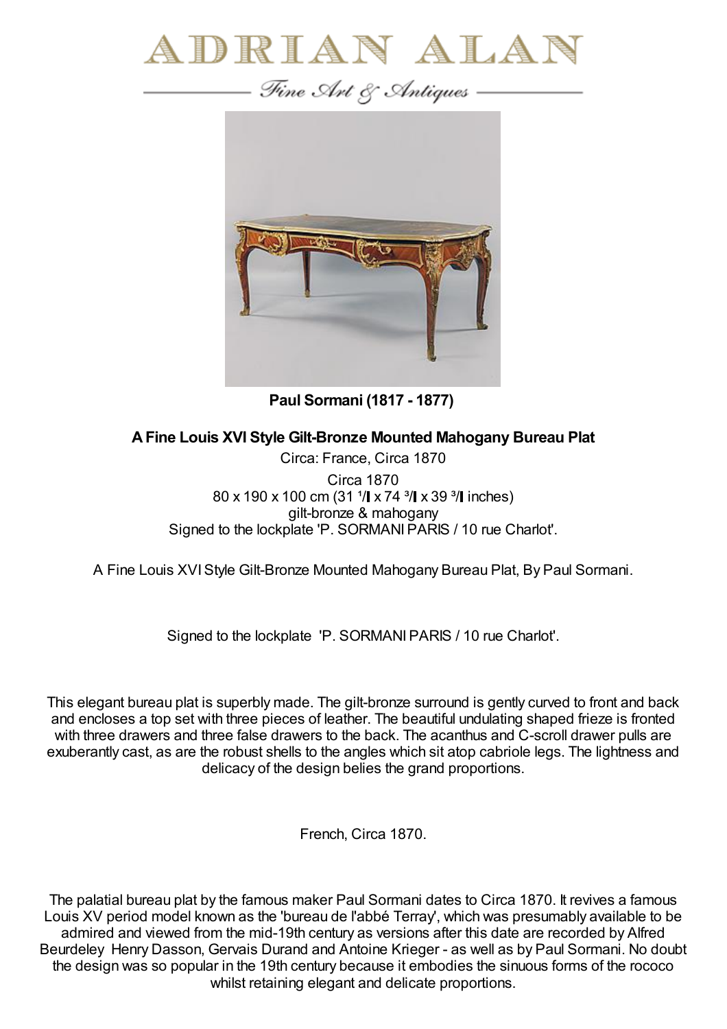# ADRIAN ALAN

*Fine Art & Antiques*

**Paul Sormani (1817 - 1877)**

**A Fine Louis XVI Style Gilt-Bronze Mounted Mahogany Bureau Plat**

Circa: France, Circa 1870

Circa 1870
80 x 190 x 100 cm (31 ¹/▌x 74 ³/▌x 39 ³/▌inches)
gilt-bronze & mahogany
Signed to the lockplate 'P. SORMANI PARIS / 10 rue Charlot'.

A Fine Louis XVI Style Gilt-Bronze Mounted Mahogany Bureau Plat, By Paul Sormani.

Signed to the lockplate 'P. SORMANI PARIS / 10 rue Charlot'.

This elegant bureau plat is superbly made. The gilt-bronze surround is gently curved to front and back and encloses a top set with three pieces of leather. The beautiful undulating shaped frieze is fronted with three drawers and three false drawers to the back. The acanthus and C-scroll drawer pulls are exuberantly cast, as are the robust shells to the angles which sit atop cabriole legs. The lightness and delicacy of the design belies the grand proportions.

French, Circa 1870.

The palatial bureau plat by the famous maker Paul Sormani dates to Circa 1870. It revives a famous Louis XV period model known as the 'bureau de l'abbé Terray', which was presumably available to be admired and viewed from the mid-19th century as versions after this date are recorded by Alfred Beurdeley Henry Dasson, Gervais Durand and Antoine Krieger - as well as by Paul Sormani. No doubt the design was so popular in the 19th century because it embodies the sinuous forms of the rococo whilst retaining elegant and delicate proportions.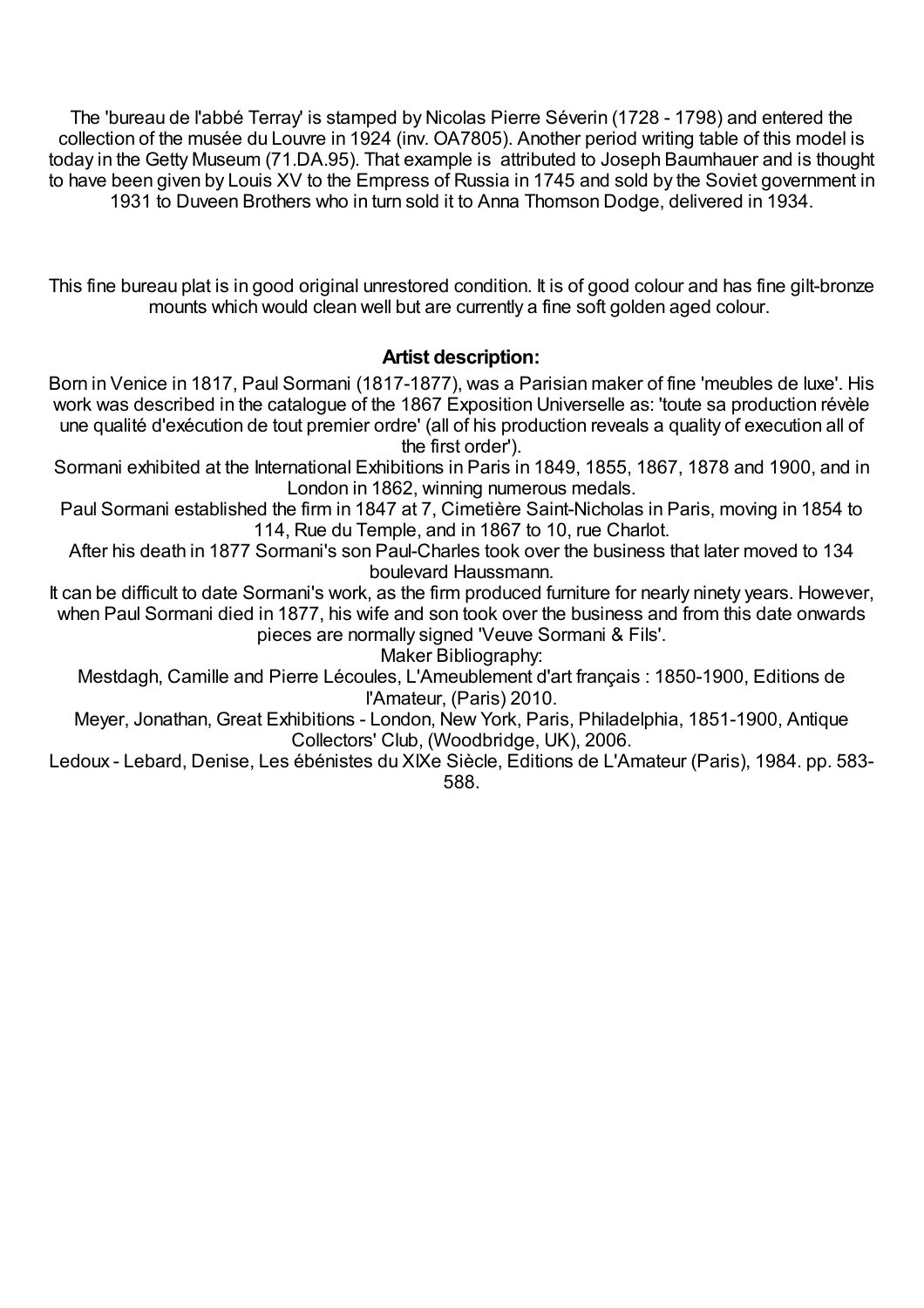The 'bureau de l'abbé Terray' is stamped by Nicolas Pierre Séverin (1728 - 1798) and entered the collection of the musée du Louvre in 1924 (inv. OA7805). Another period writing table of this model is today in the Getty Museum (71.DA.95). That example is attributed to Joseph Baumhauer and is thought to have been given by Louis XV to the Empress of Russia in 1745 and sold by the Soviet government in 1931 to Duveen Brothers who in turn sold it to Anna Thomson Dodge, delivered in 1934.

This fine bureau plat is in good original unrestored condition. It is of good colour and has fine gilt-bronze mounts which would clean well but are currently a fine soft golden aged colour.

**Artist description:**

Born in Venice in 1817, Paul Sormani (1817-1877), was a Parisian maker of fine 'meubles de luxe'. His work was described in the catalogue of the 1867 Exposition Universelle as: 'toute sa production révèle une qualité d'exécution de tout premier ordre' (all of his production reveals a quality of execution all of the first order').

Sormani exhibited at the International Exhibitions in Paris in 1849, 1855, 1867, 1878 and 1900, and in London in 1862, winning numerous medals.

Paul Sormani established the firm in 1847 at 7, Cimetière Saint-Nicholas in Paris, moving in 1854 to 114, Rue du Temple, and in 1867 to 10, rue Charlot.

After his death in 1877 Sormani's son Paul-Charles took over the business that later moved to 134 boulevard Haussmann.

It can be difficult to date Sormani's work, as the firm produced furniture for nearly ninety years. However, when Paul Sormani died in 1877, his wife and son took over the business and from this date onwards pieces are normally signed 'Veuve Sormani & Fils'.

Maker Bibliography:

Mestdagh, Camille and Pierre Lécoules, L'Ameublement d'art français : 1850-1900, Editions de l'Amateur, (Paris) 2010.

Meyer, Jonathan, Great Exhibitions - London, New York, Paris, Philadelphia, 1851-1900, Antique Collectors' Club, (Woodbridge, UK), 2006.

Ledoux - Lebard, Denise, Les ébénistes du XIXe Siècle, Editions de L'Amateur (Paris), 1984. pp. 583-588.